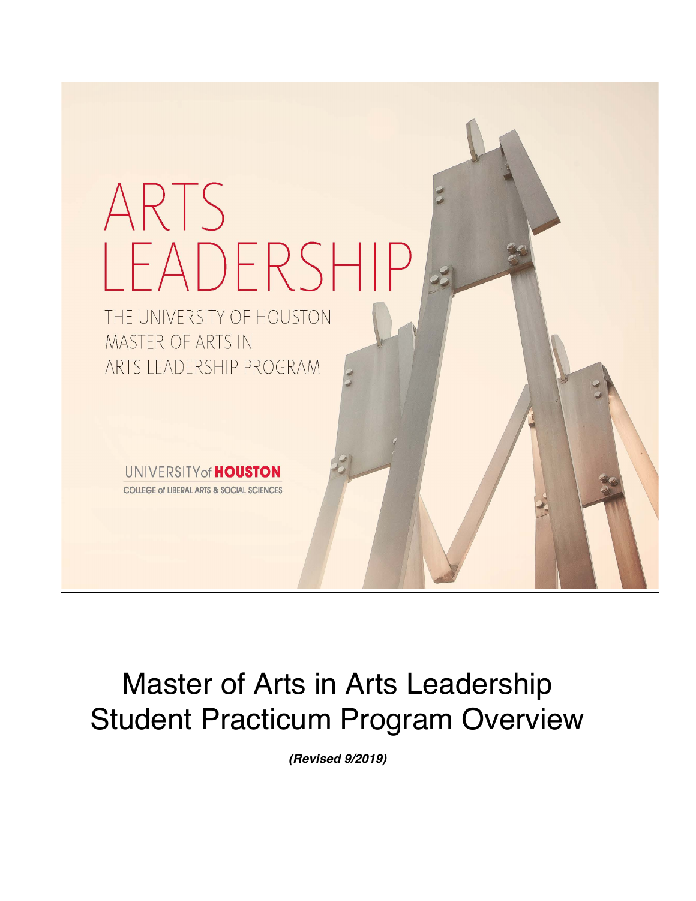# ARTS LEADERSHIP

THE UNIVERSITY OF HOUSTON
MASTER OF ARTS IN
ARTS LEADERSHIP PROGRAM

UNIVERSITY of **HOUSTON**
COLLEGE of LIBERAL ARTS & SOCIAL SCIENCES

# Master of Arts in Arts Leadership Student Practicum Program Overview

***(Revised 9/2019)***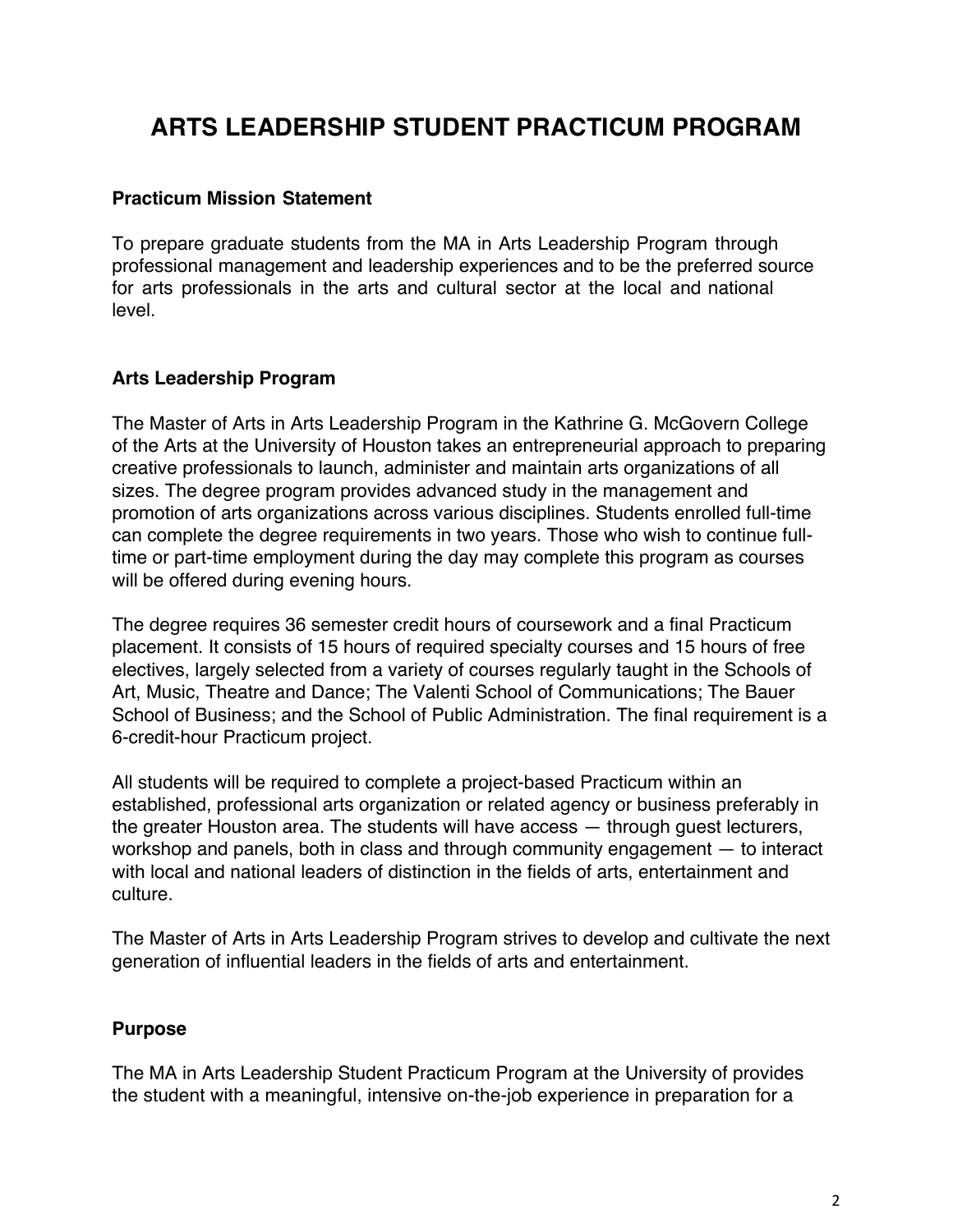# ARTS LEADERSHIP STUDENT PRACTICUM PROGRAM

### Practicum Mission Statement

To prepare graduate students from the MA in Arts Leadership Program through professional management and leadership experiences and to be the preferred source for arts professionals in the arts and cultural sector at the local and national level.

### Arts Leadership Program

The Master of Arts in Arts Leadership Program in the Kathrine G. McGovern College of the Arts at the University of Houston takes an entrepreneurial approach to preparing creative professionals to launch, administer and maintain arts organizations of all sizes. The degree program provides advanced study in the management and promotion of arts organizations across various disciplines. Students enrolled full-time can complete the degree requirements in two years. Those who wish to continue full-time or part-time employment during the day may complete this program as courses will be offered during evening hours.

The degree requires 36 semester credit hours of coursework and a final Practicum placement. It consists of 15 hours of required specialty courses and 15 hours of free electives, largely selected from a variety of courses regularly taught in the Schools of Art, Music, Theatre and Dance; The Valenti School of Communications; The Bauer School of Business; and the School of Public Administration. The final requirement is a 6-credit-hour Practicum project.

All students will be required to complete a project-based Practicum within an established, professional arts organization or related agency or business preferably in the greater Houston area. The students will have access — through guest lecturers, workshop and panels, both in class and through community engagement — to interact with local and national leaders of distinction in the fields of arts, entertainment and culture.

The Master of Arts in Arts Leadership Program strives to develop and cultivate the next generation of influential leaders in the fields of arts and entertainment.

### Purpose

The MA in Arts Leadership Student Practicum Program at the University of provides the student with a meaningful, intensive on-the-job experience in preparation for a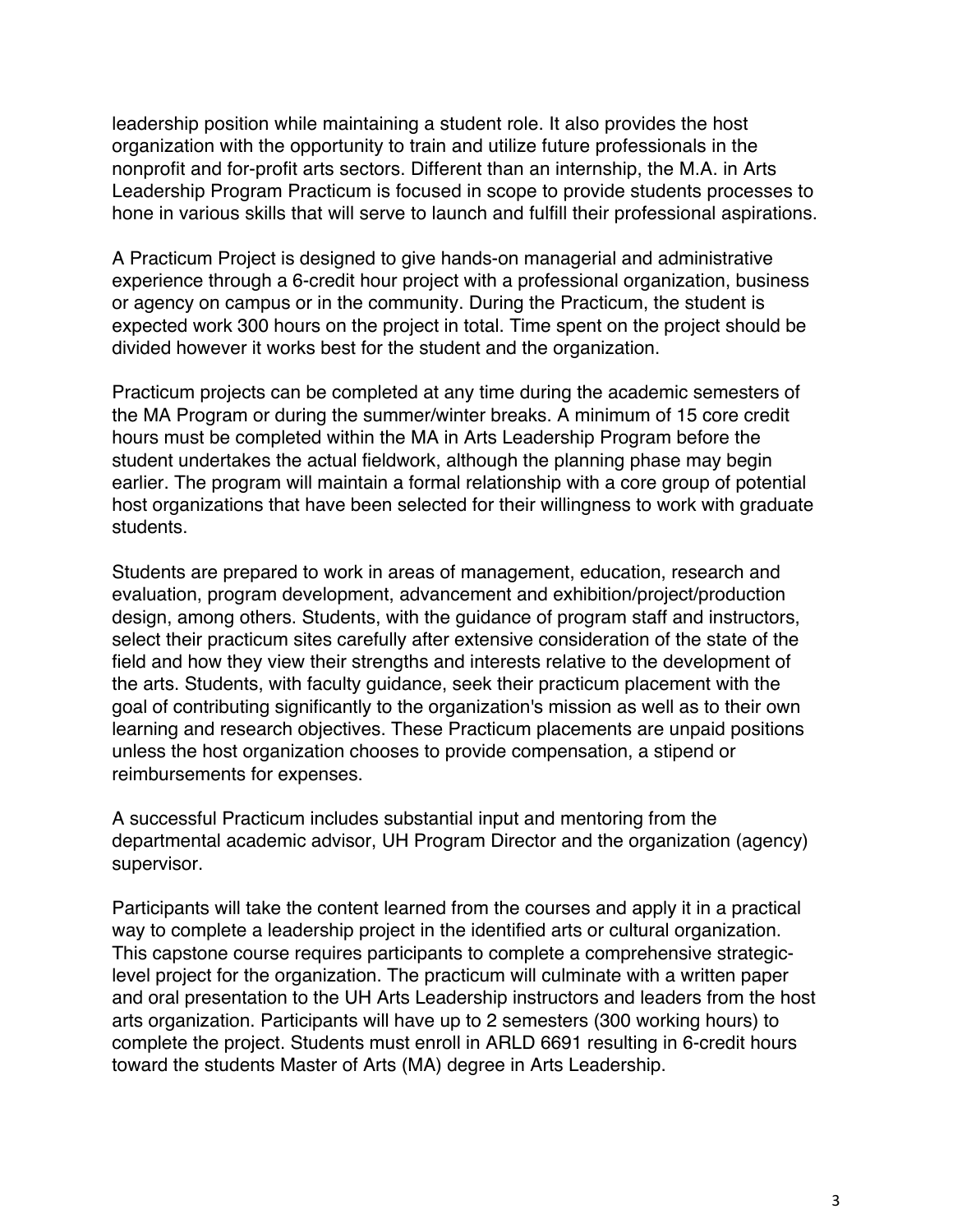leadership position while maintaining a student role. It also provides the host organization with the opportunity to train and utilize future professionals in the nonprofit and for-profit arts sectors. Different than an internship, the M.A. in Arts Leadership Program Practicum is focused in scope to provide students processes to hone in various skills that will serve to launch and fulfill their professional aspirations.

A Practicum Project is designed to give hands-on managerial and administrative experience through a 6-credit hour project with a professional organization, business or agency on campus or in the community. During the Practicum, the student is expected work 300 hours on the project in total. Time spent on the project should be divided however it works best for the student and the organization.

Practicum projects can be completed at any time during the academic semesters of the MA Program or during the summer/winter breaks. A minimum of 15 core credit hours must be completed within the MA in Arts Leadership Program before the student undertakes the actual fieldwork, although the planning phase may begin earlier. The program will maintain a formal relationship with a core group of potential host organizations that have been selected for their willingness to work with graduate students.

Students are prepared to work in areas of management, education, research and evaluation, program development, advancement and exhibition/project/production design, among others. Students, with the guidance of program staff and instructors, select their practicum sites carefully after extensive consideration of the state of the field and how they view their strengths and interests relative to the development of the arts. Students, with faculty guidance, seek their practicum placement with the goal of contributing significantly to the organization's mission as well as to their own learning and research objectives. These Practicum placements are unpaid positions unless the host organization chooses to provide compensation, a stipend or reimbursements for expenses.

A successful Practicum includes substantial input and mentoring from the departmental academic advisor, UH Program Director and the organization (agency) supervisor.

Participants will take the content learned from the courses and apply it in a practical way to complete a leadership project in the identified arts or cultural organization. This capstone course requires participants to complete a comprehensive strategic-level project for the organization. The practicum will culminate with a written paper and oral presentation to the UH Arts Leadership instructors and leaders from the host arts organization. Participants will have up to 2 semesters (300 working hours) to complete the project. Students must enroll in ARLD 6691 resulting in 6-credit hours toward the students Master of Arts (MA) degree in Arts Leadership.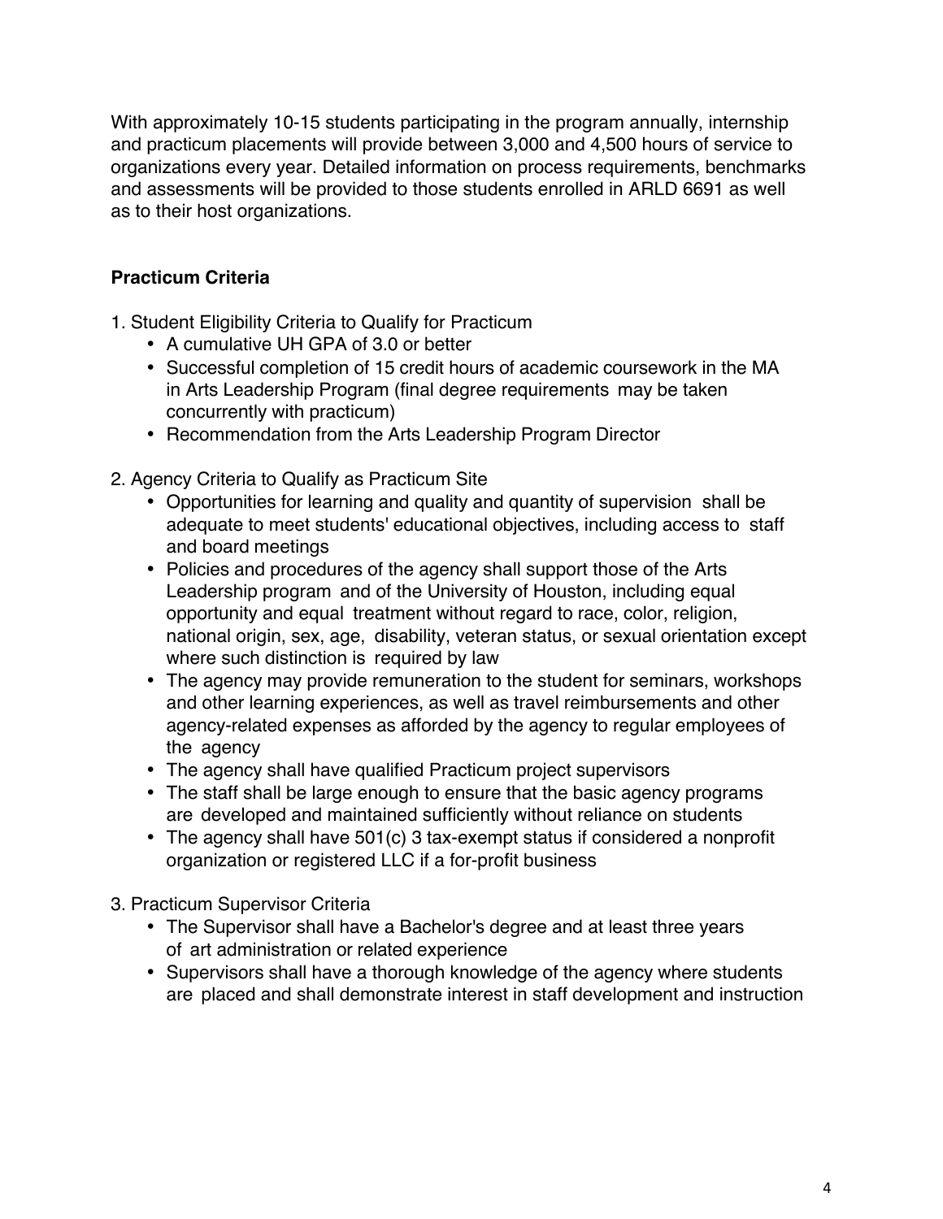With approximately 10-15 students participating in the program annually, internship and practicum placements will provide between 3,000 and 4,500 hours of service to organizations every year. Detailed information on process requirements, benchmarks and assessments will be provided to those students enrolled in ARLD 6691 as well as to their host organizations.

### Practicum Criteria

1. Student Eligibility Criteria to Qualify for Practicum
   - A cumulative UH GPA of 3.0 or better
   - Successful completion of 15 credit hours of academic coursework in the MA in Arts Leadership Program (final degree requirements may be taken concurrently with practicum)
   - Recommendation from the Arts Leadership Program Director

2. Agency Criteria to Qualify as Practicum Site
   - Opportunities for learning and quality and quantity of supervision shall be adequate to meet students' educational objectives, including access to staff and board meetings
   - Policies and procedures of the agency shall support those of the Arts Leadership program and of the University of Houston, including equal opportunity and equal treatment without regard to race, color, religion, national origin, sex, age, disability, veteran status, or sexual orientation except where such distinction is required by law
   - The agency may provide remuneration to the student for seminars, workshops and other learning experiences, as well as travel reimbursements and other agency-related expenses as afforded by the agency to regular employees of the agency
   - The agency shall have qualified Practicum project supervisors
   - The staff shall be large enough to ensure that the basic agency programs are developed and maintained sufficiently without reliance on students
   - The agency shall have 501(c) 3 tax-exempt status if considered a nonprofit organization or registered LLC if a for-profit business

3. Practicum Supervisor Criteria
   - The Supervisor shall have a Bachelor's degree and at least three years of art administration or related experience
   - Supervisors shall have a thorough knowledge of the agency where students are placed and shall demonstrate interest in staff development and instruction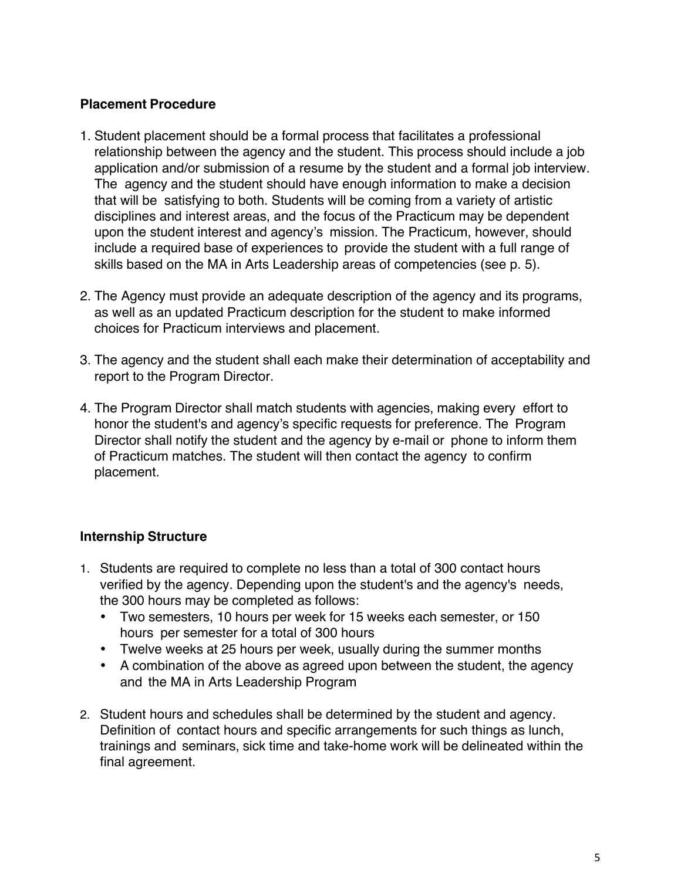### Placement Procedure

1. Student placement should be a formal process that facilitates a professional relationship between the agency and the student. This process should include a job application and/or submission of a resume by the student and a formal job interview. The agency and the student should have enough information to make a decision that will be satisfying to both. Students will be coming from a variety of artistic disciplines and interest areas, and the focus of the Practicum may be dependent upon the student interest and agency's mission. The Practicum, however, should include a required base of experiences to provide the student with a full range of skills based on the MA in Arts Leadership areas of competencies (see p. 5).

2. The Agency must provide an adequate description of the agency and its programs, as well as an updated Practicum description for the student to make informed choices for Practicum interviews and placement.

3. The agency and the student shall each make their determination of acceptability and report to the Program Director.

4. The Program Director shall match students with agencies, making every effort to honor the student's and agency's specific requests for preference. The Program Director shall notify the student and the agency by e-mail or phone to inform them of Practicum matches. The student will then contact the agency to confirm placement.

### Internship Structure

1. Students are required to complete no less than a total of 300 contact hours verified by the agency. Depending upon the student's and the agency's needs, the 300 hours may be completed as follows:
   - Two semesters, 10 hours per week for 15 weeks each semester, or 150 hours per semester for a total of 300 hours
   - Twelve weeks at 25 hours per week, usually during the summer months
   - A combination of the above as agreed upon between the student, the agency and the MA in Arts Leadership Program

2. Student hours and schedules shall be determined by the student and agency. Definition of contact hours and specific arrangements for such things as lunch, trainings and seminars, sick time and take-home work will be delineated within the final agreement.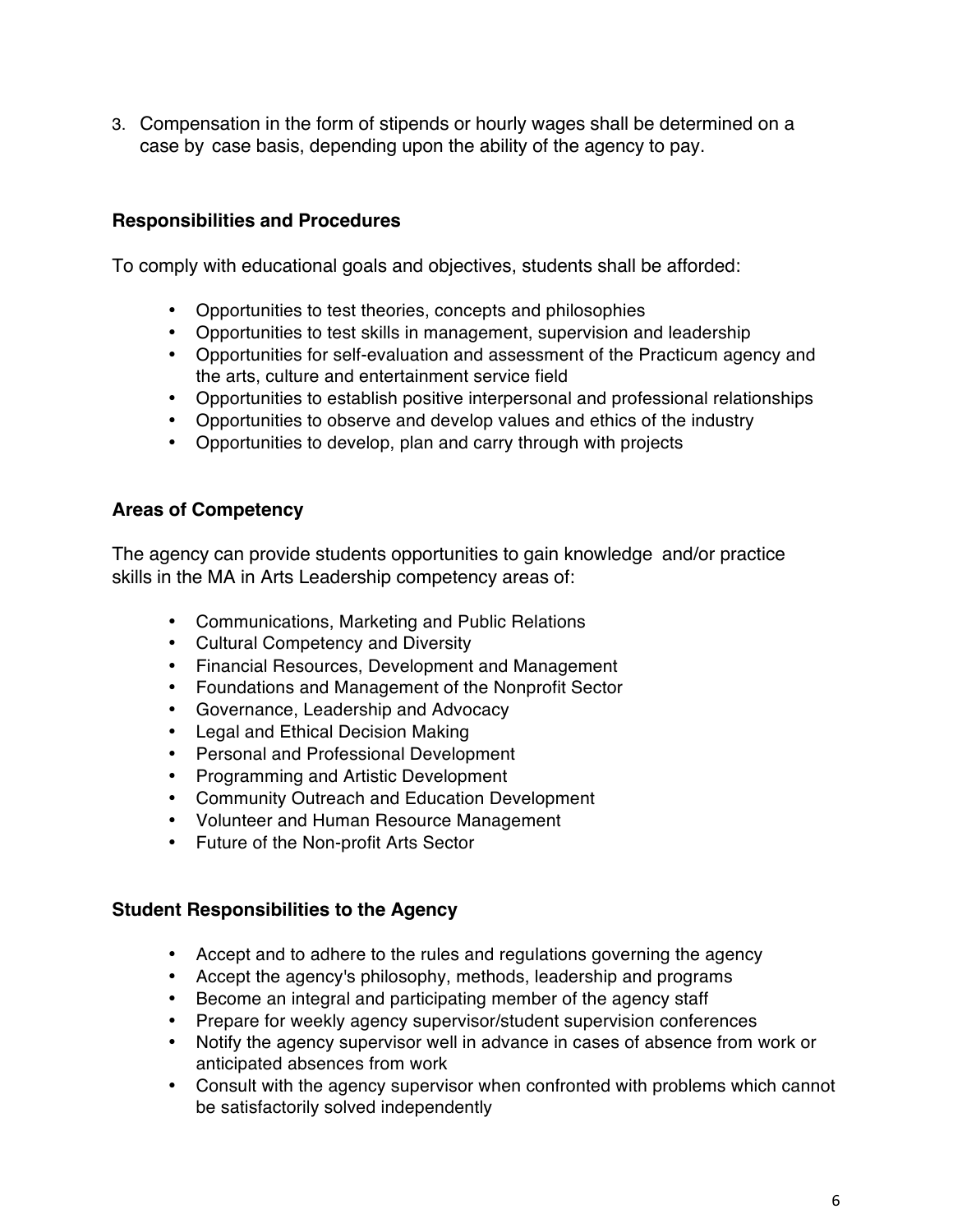3. Compensation in the form of stipends or hourly wages shall be determined on a case by case basis, depending upon the ability of the agency to pay.

### Responsibilities and Procedures

To comply with educational goals and objectives, students shall be afforded:

- Opportunities to test theories, concepts and philosophies
- Opportunities to test skills in management, supervision and leadership
- Opportunities for self-evaluation and assessment of the Practicum agency and the arts, culture and entertainment service field
- Opportunities to establish positive interpersonal and professional relationships
- Opportunities to observe and develop values and ethics of the industry
- Opportunities to develop, plan and carry through with projects

### Areas of Competency

The agency can provide students opportunities to gain knowledge and/or practice skills in the MA in Arts Leadership competency areas of:

- Communications, Marketing and Public Relations
- Cultural Competency and Diversity
- Financial Resources, Development and Management
- Foundations and Management of the Nonprofit Sector
- Governance, Leadership and Advocacy
- Legal and Ethical Decision Making
- Personal and Professional Development
- Programming and Artistic Development
- Community Outreach and Education Development
- Volunteer and Human Resource Management
- Future of the Non-profit Arts Sector

### Student Responsibilities to the Agency

- Accept and to adhere to the rules and regulations governing the agency
- Accept the agency's philosophy, methods, leadership and programs
- Become an integral and participating member of the agency staff
- Prepare for weekly agency supervisor/student supervision conferences
- Notify the agency supervisor well in advance in cases of absence from work or anticipated absences from work
- Consult with the agency supervisor when confronted with problems which cannot be satisfactorily solved independently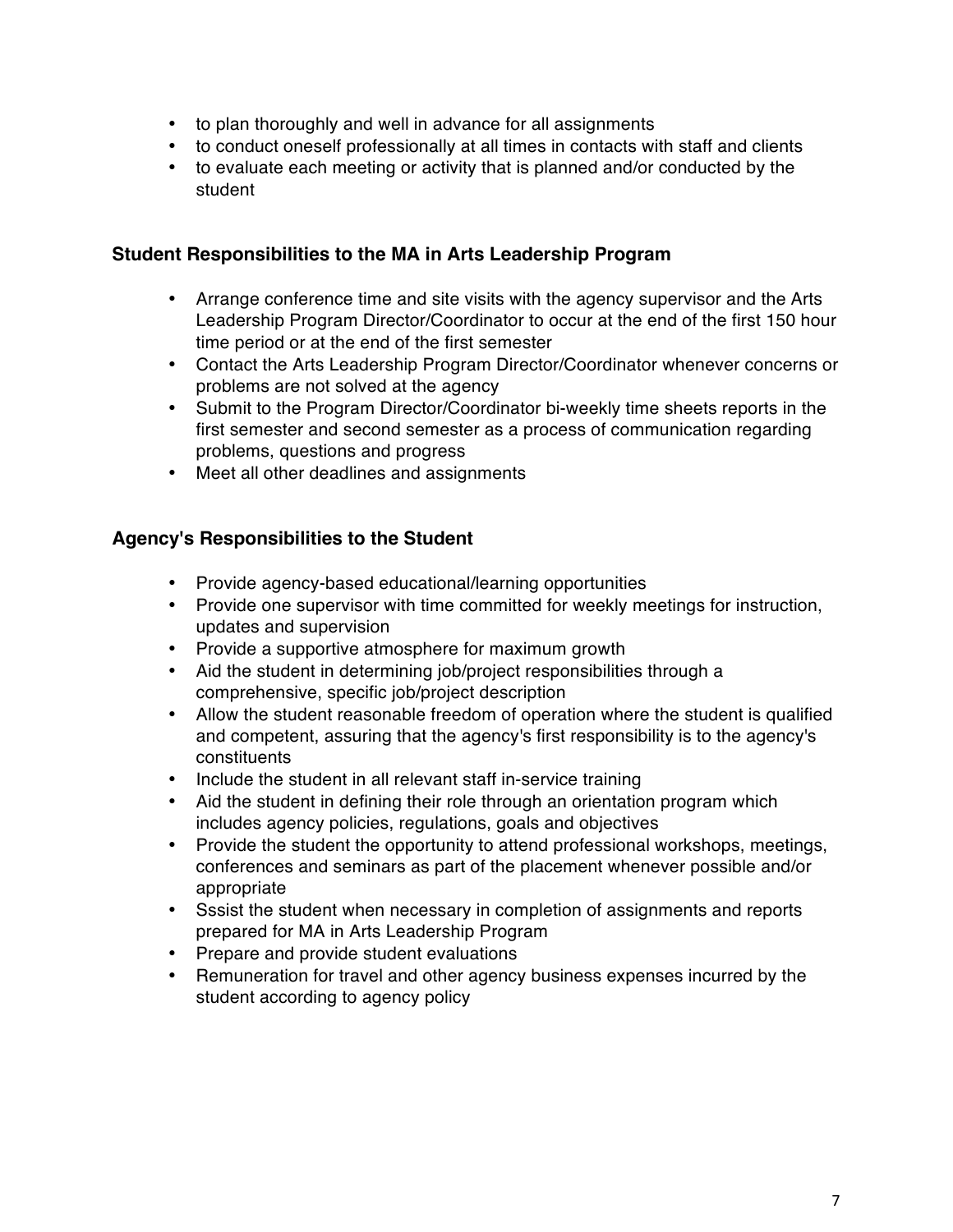- to plan thoroughly and well in advance for all assignments
- to conduct oneself professionally at all times in contacts with staff and clients
- to evaluate each meeting or activity that is planned and/or conducted by the student

### Student Responsibilities to the MA in Arts Leadership Program

- Arrange conference time and site visits with the agency supervisor and the Arts Leadership Program Director/Coordinator to occur at the end of the first 150 hour time period or at the end of the first semester
- Contact the Arts Leadership Program Director/Coordinator whenever concerns or problems are not solved at the agency
- Submit to the Program Director/Coordinator bi-weekly time sheets reports in the first semester and second semester as a process of communication regarding problems, questions and progress
- Meet all other deadlines and assignments

### Agency's Responsibilities to the Student

- Provide agency-based educational/learning opportunities
- Provide one supervisor with time committed for weekly meetings for instruction, updates and supervision
- Provide a supportive atmosphere for maximum growth
- Aid the student in determining job/project responsibilities through a comprehensive, specific job/project description
- Allow the student reasonable freedom of operation where the student is qualified and competent, assuring that the agency's first responsibility is to the agency's constituents
- Include the student in all relevant staff in-service training
- Aid the student in defining their role through an orientation program which includes agency policies, regulations, goals and objectives
- Provide the student the opportunity to attend professional workshops, meetings, conferences and seminars as part of the placement whenever possible and/or appropriate
- Sssist the student when necessary in completion of assignments and reports prepared for MA in Arts Leadership Program
- Prepare and provide student evaluations
- Remuneration for travel and other agency business expenses incurred by the student according to agency policy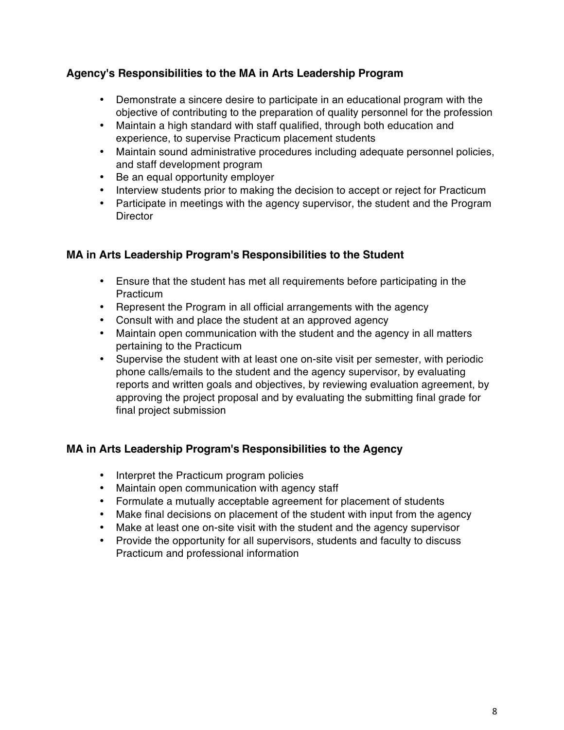### Agency's Responsibilities to the MA in Arts Leadership Program

- Demonstrate a sincere desire to participate in an educational program with the objective of contributing to the preparation of quality personnel for the profession
- Maintain a high standard with staff qualified, through both education and experience, to supervise Practicum placement students
- Maintain sound administrative procedures including adequate personnel policies, and staff development program
- Be an equal opportunity employer
- Interview students prior to making the decision to accept or reject for Practicum
- Participate in meetings with the agency supervisor, the student and the Program Director

### MA in Arts Leadership Program's Responsibilities to the Student

- Ensure that the student has met all requirements before participating in the Practicum
- Represent the Program in all official arrangements with the agency
- Consult with and place the student at an approved agency
- Maintain open communication with the student and the agency in all matters pertaining to the Practicum
- Supervise the student with at least one on-site visit per semester, with periodic phone calls/emails to the student and the agency supervisor, by evaluating reports and written goals and objectives, by reviewing evaluation agreement, by approving the project proposal and by evaluating the submitting final grade for final project submission

### MA in Arts Leadership Program's Responsibilities to the Agency

- Interpret the Practicum program policies
- Maintain open communication with agency staff
- Formulate a mutually acceptable agreement for placement of students
- Make final decisions on placement of the student with input from the agency
- Make at least one on-site visit with the student and the agency supervisor
- Provide the opportunity for all supervisors, students and faculty to discuss Practicum and professional information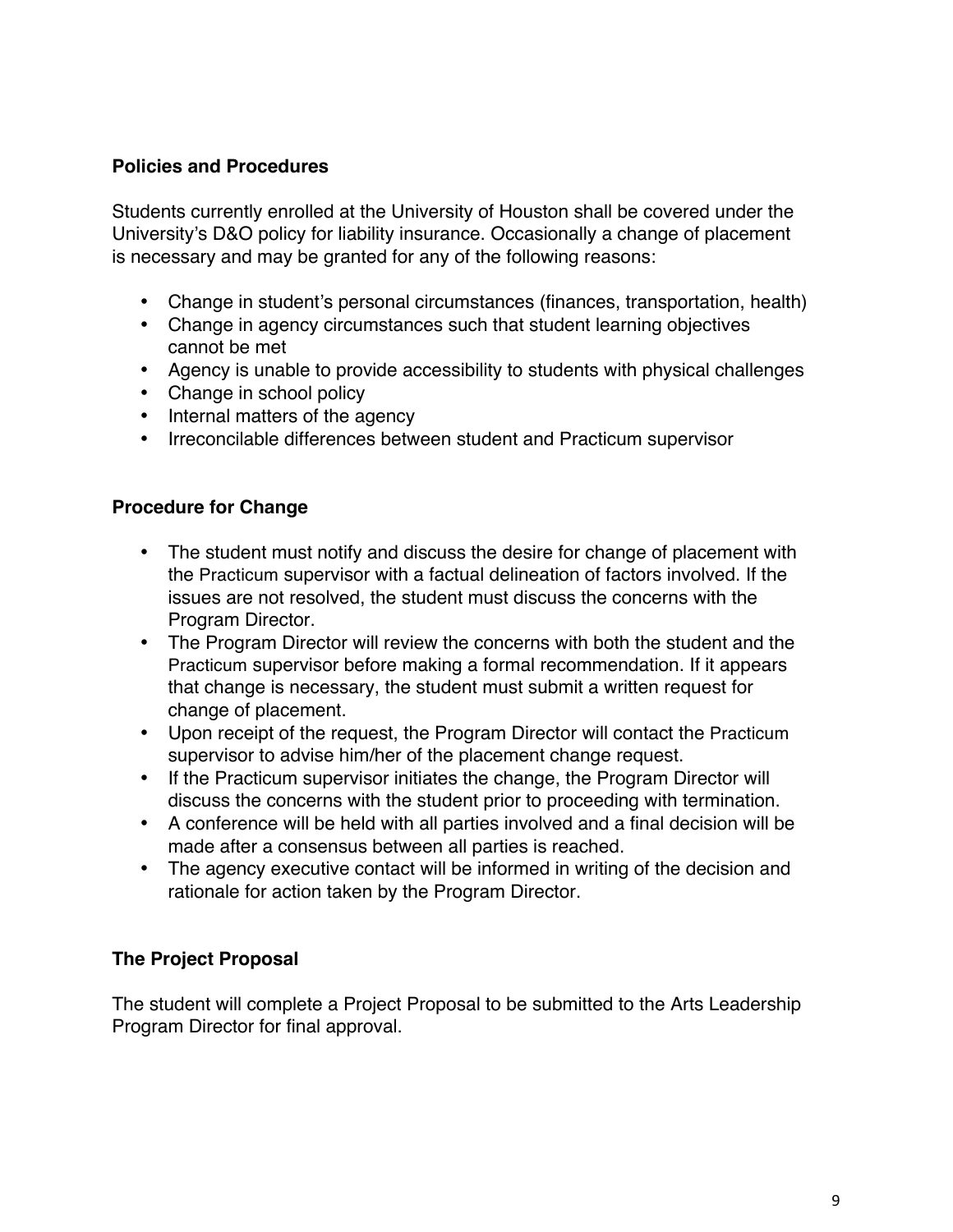### Policies and Procedures

Students currently enrolled at the University of Houston shall be covered under the University's D&O policy for liability insurance. Occasionally a change of placement is necessary and may be granted for any of the following reasons:

- Change in student's personal circumstances (finances, transportation, health)
- Change in agency circumstances such that student learning objectives cannot be met
- Agency is unable to provide accessibility to students with physical challenges
- Change in school policy
- Internal matters of the agency
- Irreconcilable differences between student and Practicum supervisor

### Procedure for Change

- The student must notify and discuss the desire for change of placement with the Practicum supervisor with a factual delineation of factors involved. If the issues are not resolved, the student must discuss the concerns with the Program Director.
- The Program Director will review the concerns with both the student and the Practicum supervisor before making a formal recommendation. If it appears that change is necessary, the student must submit a written request for change of placement.
- Upon receipt of the request, the Program Director will contact the Practicum supervisor to advise him/her of the placement change request.
- If the Practicum supervisor initiates the change, the Program Director will discuss the concerns with the student prior to proceeding with termination.
- A conference will be held with all parties involved and a final decision will be made after a consensus between all parties is reached.
- The agency executive contact will be informed in writing of the decision and rationale for action taken by the Program Director.

### The Project Proposal

The student will complete a Project Proposal to be submitted to the Arts Leadership Program Director for final approval.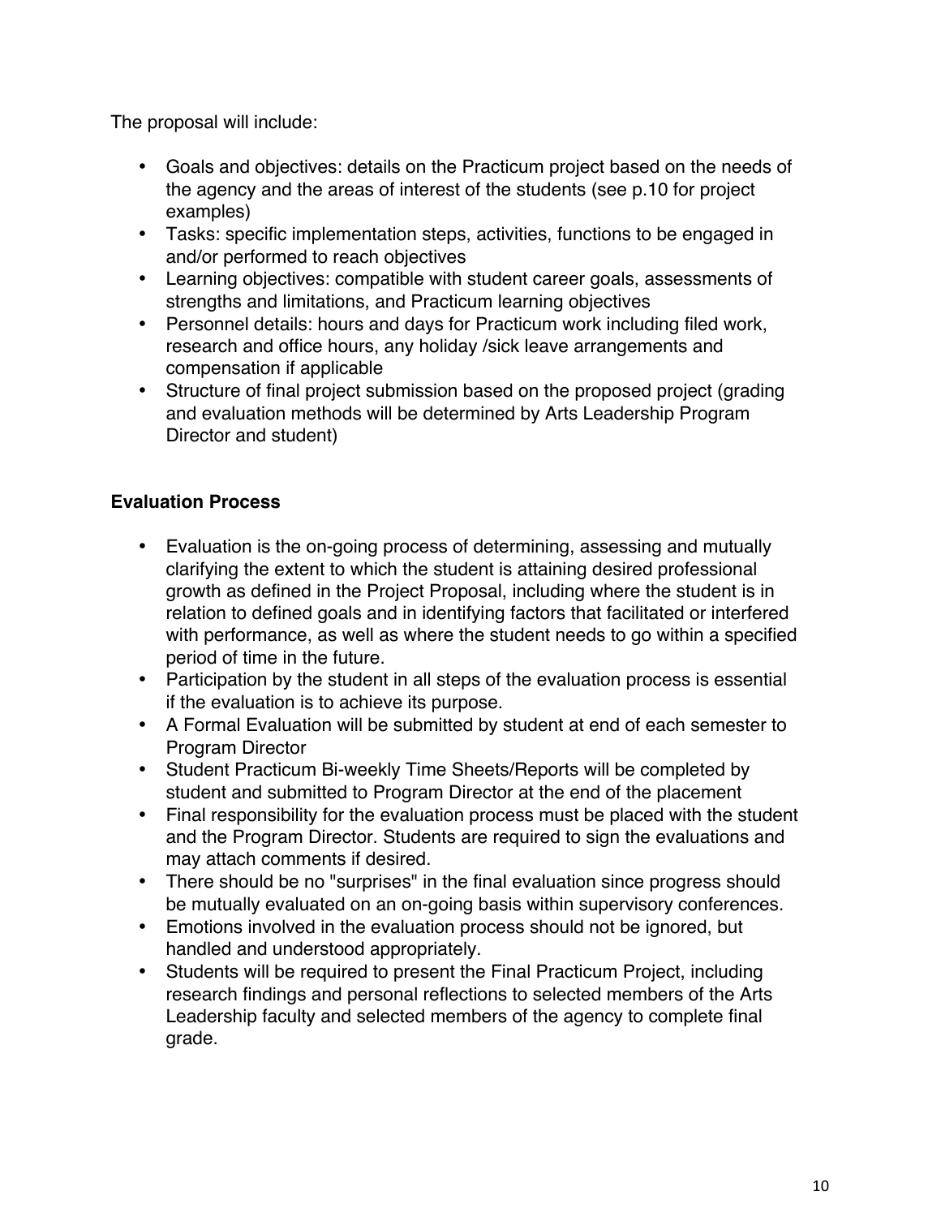The proposal will include:

- Goals and objectives: details on the Practicum project based on the needs of the agency and the areas of interest of the students (see p.10 for project examples)
- Tasks: specific implementation steps, activities, functions to be engaged in and/or performed to reach objectives
- Learning objectives: compatible with student career goals, assessments of strengths and limitations, and Practicum learning objectives
- Personnel details: hours and days for Practicum work including filed work, research and office hours, any holiday /sick leave arrangements and compensation if applicable
- Structure of final project submission based on the proposed project (grading and evaluation methods will be determined by Arts Leadership Program Director and student)

**Evaluation Process**

- Evaluation is the on-going process of determining, assessing and mutually clarifying the extent to which the student is attaining desired professional growth as defined in the Project Proposal, including where the student is in relation to defined goals and in identifying factors that facilitated or interfered with performance, as well as where the student needs to go within a specified period of time in the future.
- Participation by the student in all steps of the evaluation process is essential if the evaluation is to achieve its purpose.
- A Formal Evaluation will be submitted by student at end of each semester to Program Director
- Student Practicum Bi-weekly Time Sheets/Reports will be completed by student and submitted to Program Director at the end of the placement
- Final responsibility for the evaluation process must be placed with the student and the Program Director. Students are required to sign the evaluations and may attach comments if desired.
- There should be no "surprises" in the final evaluation since progress should be mutually evaluated on an on-going basis within supervisory conferences.
- Emotions involved in the evaluation process should not be ignored, but handled and understood appropriately.
- Students will be required to present the Final Practicum Project, including research findings and personal reflections to selected members of the Arts Leadership faculty and selected members of the agency to complete final grade.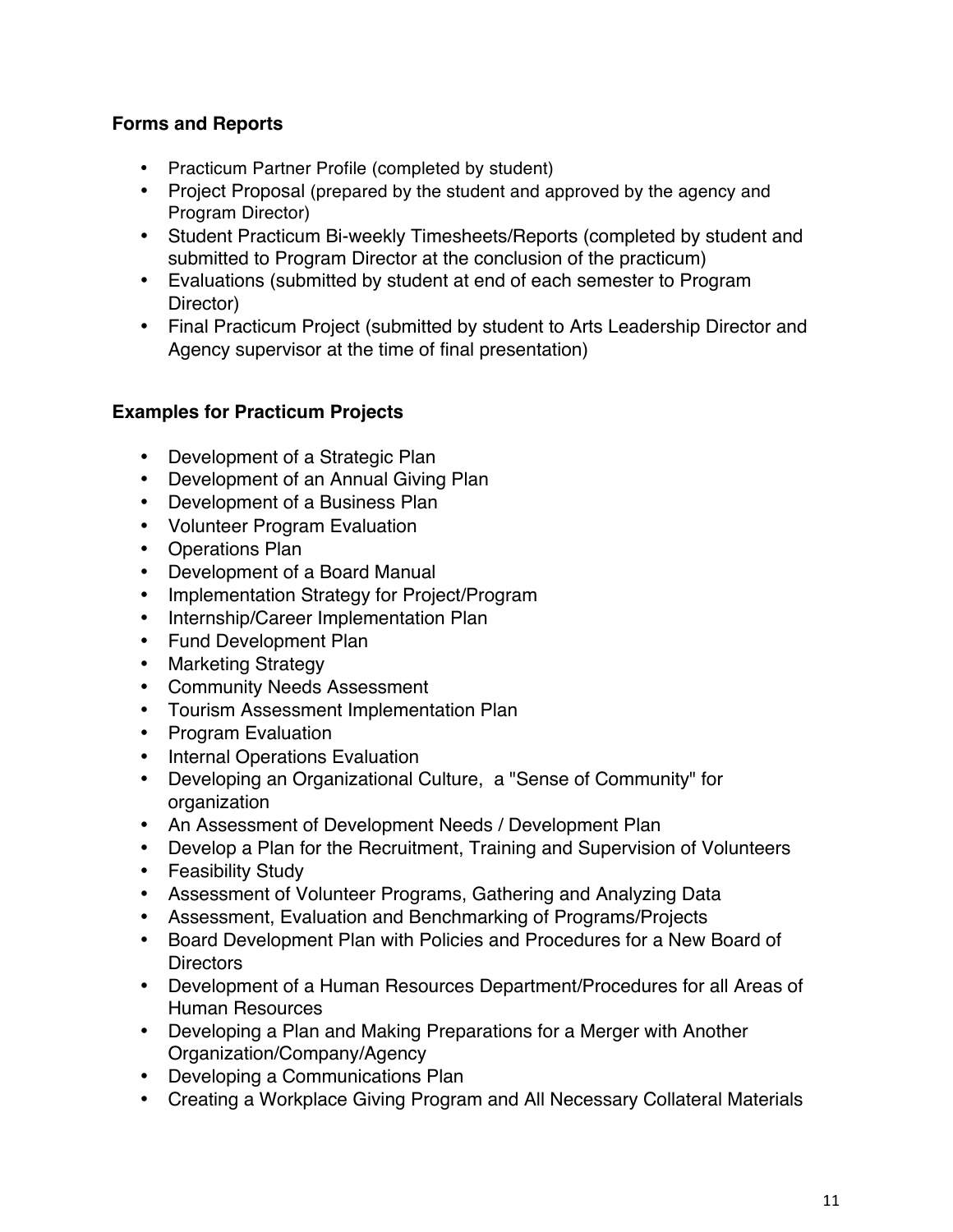### Forms and Reports

- Practicum Partner Profile (completed by student)
- Project Proposal (prepared by the student and approved by the agency and Program Director)
- Student Practicum Bi-weekly Timesheets/Reports (completed by student and submitted to Program Director at the conclusion of the practicum)
- Evaluations (submitted by student at end of each semester to Program Director)
- Final Practicum Project (submitted by student to Arts Leadership Director and Agency supervisor at the time of final presentation)

### Examples for Practicum Projects

- Development of a Strategic Plan
- Development of an Annual Giving Plan
- Development of a Business Plan
- Volunteer Program Evaluation
- Operations Plan
- Development of a Board Manual
- Implementation Strategy for Project/Program
- Internship/Career Implementation Plan
- Fund Development Plan
- Marketing Strategy
- Community Needs Assessment
- Tourism Assessment Implementation Plan
- Program Evaluation
- Internal Operations Evaluation
- Developing an Organizational Culture, a "Sense of Community" for organization
- An Assessment of Development Needs / Development Plan
- Develop a Plan for the Recruitment, Training and Supervision of Volunteers
- Feasibility Study
- Assessment of Volunteer Programs, Gathering and Analyzing Data
- Assessment, Evaluation and Benchmarking of Programs/Projects
- Board Development Plan with Policies and Procedures for a New Board of Directors
- Development of a Human Resources Department/Procedures for all Areas of Human Resources
- Developing a Plan and Making Preparations for a Merger with Another Organization/Company/Agency
- Developing a Communications Plan
- Creating a Workplace Giving Program and All Necessary Collateral Materials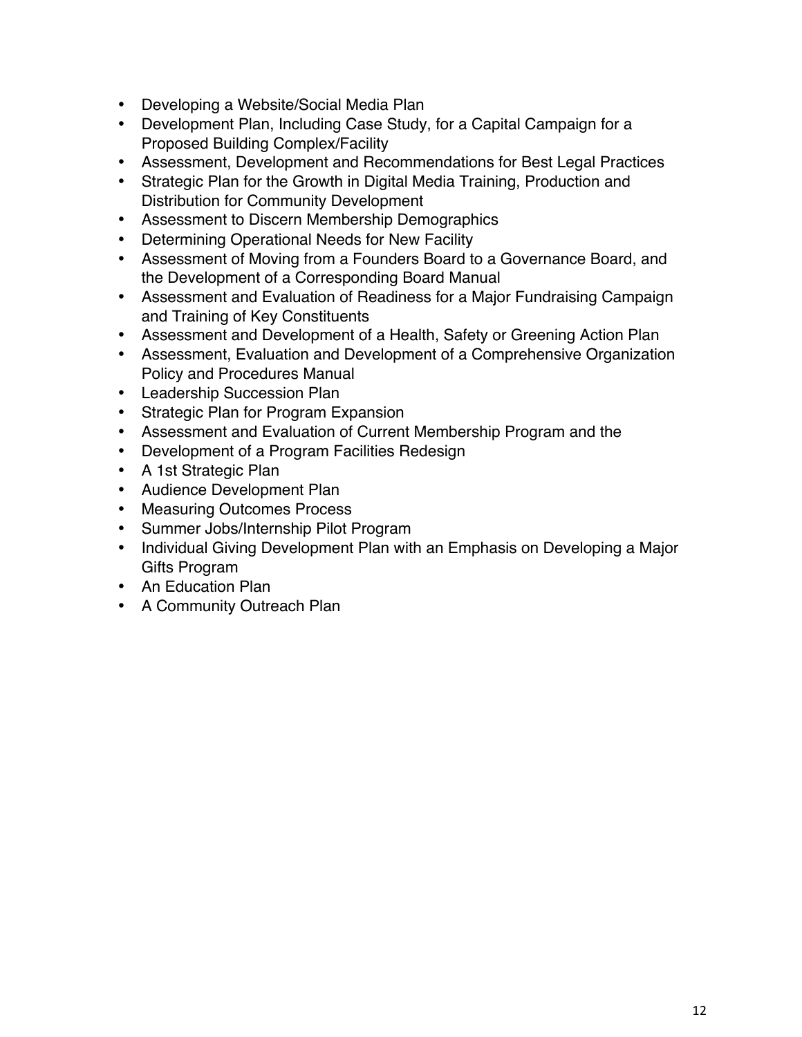- Developing a Website/Social Media Plan
- Development Plan, Including Case Study, for a Capital Campaign for a Proposed Building Complex/Facility
- Assessment, Development and Recommendations for Best Legal Practices
- Strategic Plan for the Growth in Digital Media Training, Production and Distribution for Community Development
- Assessment to Discern Membership Demographics
- Determining Operational Needs for New Facility
- Assessment of Moving from a Founders Board to a Governance Board, and the Development of a Corresponding Board Manual
- Assessment and Evaluation of Readiness for a Major Fundraising Campaign and Training of Key Constituents
- Assessment and Development of a Health, Safety or Greening Action Plan
- Assessment, Evaluation and Development of a Comprehensive Organization Policy and Procedures Manual
- Leadership Succession Plan
- Strategic Plan for Program Expansion
- Assessment and Evaluation of Current Membership Program and the
- Development of a Program Facilities Redesign
- A 1st Strategic Plan
- Audience Development Plan
- Measuring Outcomes Process
- Summer Jobs/Internship Pilot Program
- Individual Giving Development Plan with an Emphasis on Developing a Major Gifts Program
- An Education Plan
- A Community Outreach Plan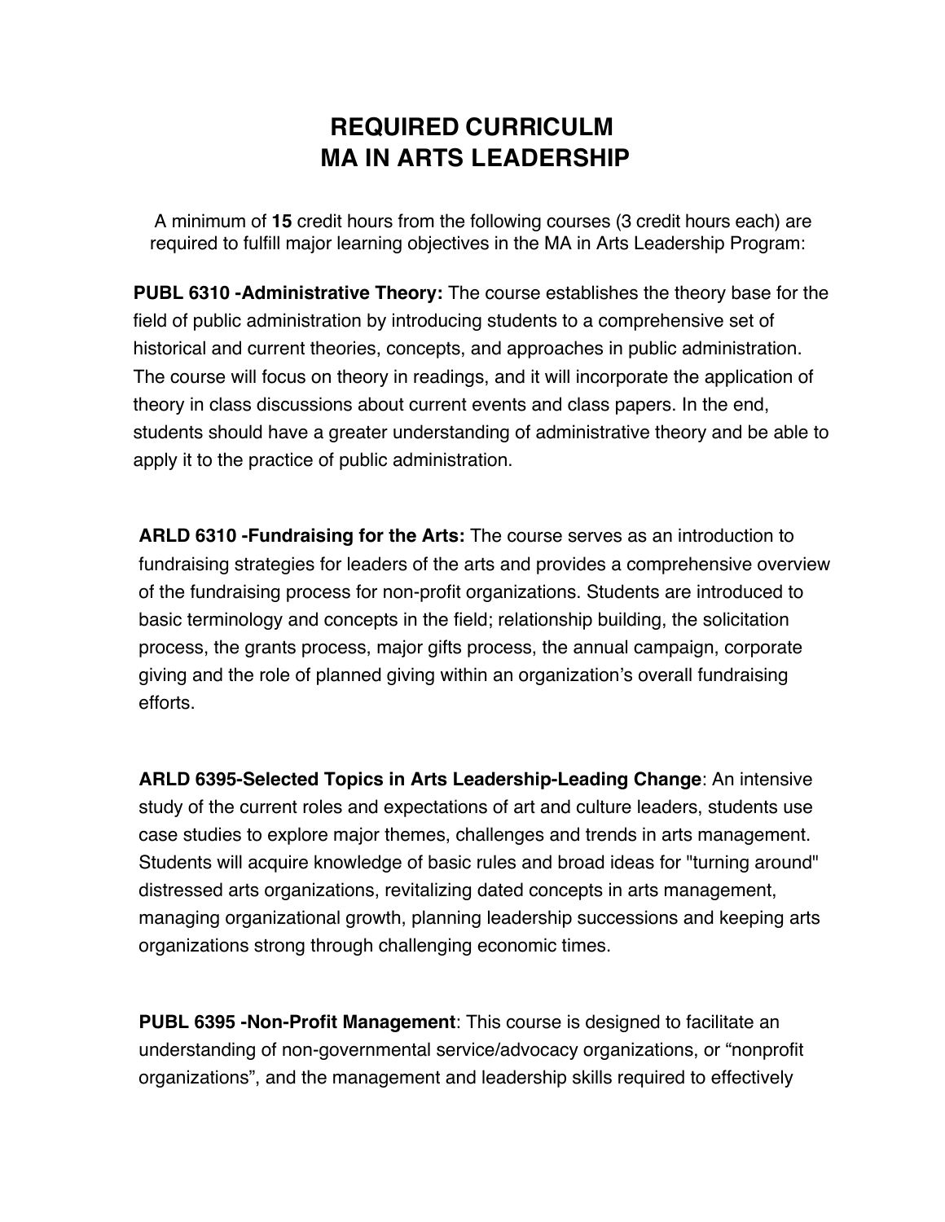# REQUIRED CURRICULM
# MA IN ARTS LEADERSHIP

A minimum of **15** credit hours from the following courses (3 credit hours each) are required to fulfill major learning objectives in the MA in Arts Leadership Program:

**PUBL 6310 -Administrative Theory:** The course establishes the theory base for the field of public administration by introducing students to a comprehensive set of historical and current theories, concepts, and approaches in public administration. The course will focus on theory in readings, and it will incorporate the application of theory in class discussions about current events and class papers. In the end, students should have a greater understanding of administrative theory and be able to apply it to the practice of public administration.

**ARLD 6310 -Fundraising for the Arts:** The course serves as an introduction to fundraising strategies for leaders of the arts and provides a comprehensive overview of the fundraising process for non-profit organizations. Students are introduced to basic terminology and concepts in the field; relationship building, the solicitation process, the grants process, major gifts process, the annual campaign, corporate giving and the role of planned giving within an organization's overall fundraising efforts.

**ARLD 6395-Selected Topics in Arts Leadership-Leading Change**: An intensive study of the current roles and expectations of art and culture leaders, students use case studies to explore major themes, challenges and trends in arts management. Students will acquire knowledge of basic rules and broad ideas for "turning around" distressed arts organizations, revitalizing dated concepts in arts management, managing organizational growth, planning leadership successions and keeping arts organizations strong through challenging economic times.

**PUBL 6395 -Non-Profit Management**: This course is designed to facilitate an understanding of non-governmental service/advocacy organizations, or "nonprofit organizations", and the management and leadership skills required to effectively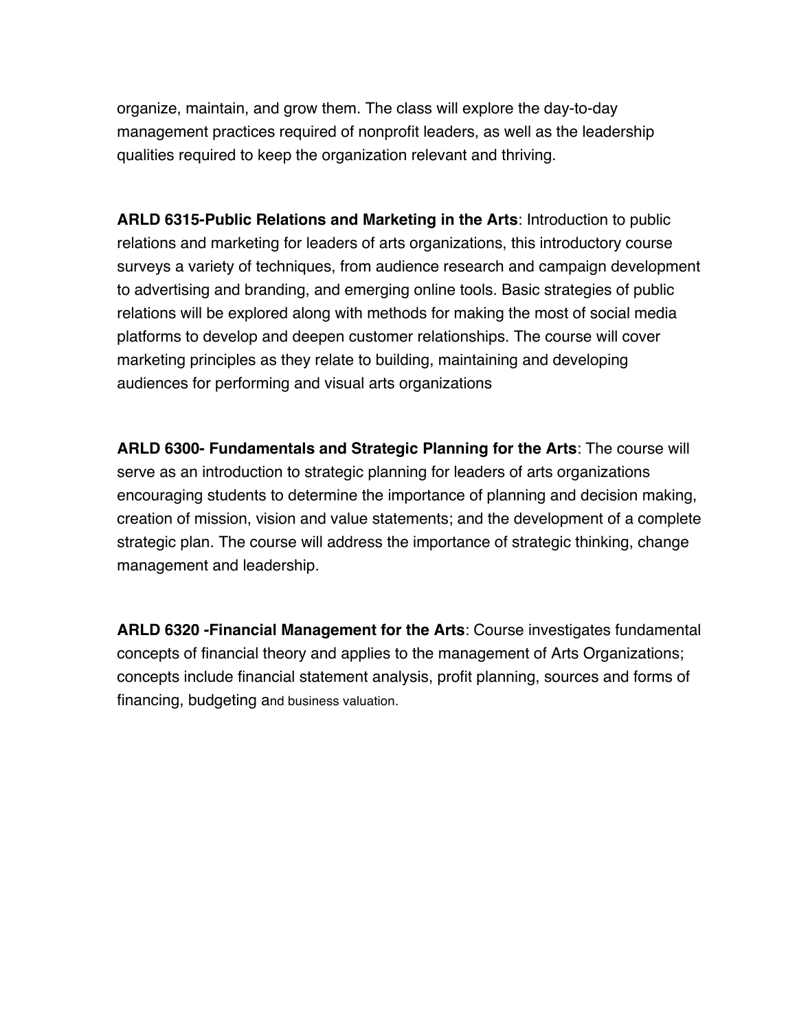organize, maintain, and grow them. The class will explore the day-to-day management practices required of nonprofit leaders, as well as the leadership qualities required to keep the organization relevant and thriving.

**ARLD 6315-Public Relations and Marketing in the Arts**: Introduction to public relations and marketing for leaders of arts organizations, this introductory course surveys a variety of techniques, from audience research and campaign development to advertising and branding, and emerging online tools. Basic strategies of public relations will be explored along with methods for making the most of social media platforms to develop and deepen customer relationships. The course will cover marketing principles as they relate to building, maintaining and developing audiences for performing and visual arts organizations

**ARLD 6300- Fundamentals and Strategic Planning for the Arts**: The course will serve as an introduction to strategic planning for leaders of arts organizations encouraging students to determine the importance of planning and decision making, creation of mission, vision and value statements; and the development of a complete strategic plan. The course will address the importance of strategic thinking, change management and leadership.

**ARLD 6320 -Financial Management for the Arts**: Course investigates fundamental concepts of financial theory and applies to the management of Arts Organizations; concepts include financial statement analysis, profit planning, sources and forms of financing, budgeting and business valuation.